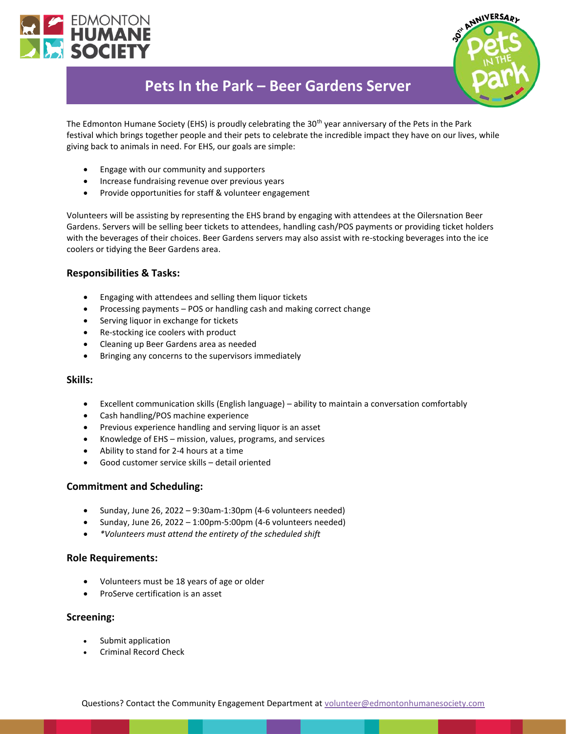# Pets In the Park – Beer Gardens Server

The Edmonton Humane Society (EHS) is proudly celebrating the 30th year anniversary of the Pets in the Park festival which brings together people and their pets to celebrate the incredible impact they have on our lives, while giving back to animals in need. For EHS, our goals are simple:

- Engage with our community and supporters
- Increase fundraising revenue over previous years
- Provide opportunities for staff & volunteer engagement

Volunteers will be assisting by representing the EHS brand by engaging with attendees at the Oilersnation Beer Gardens. Servers will be selling beer tickets to attendees, handling cash/POS payments or providing ticket holders with the beverages of their choices. Beer Gardens servers may also assist with re-stocking beverages into the ice coolers or tidying the Beer Gardens area.

### Responsibilities & Tasks:

- Engaging with attendees and selling them liquor tickets
- Processing payments – POS or handling cash and making correct change
- Serving liquor in exchange for tickets
- Re-stocking ice coolers with product
- Cleaning up Beer Gardens area as needed
- Bringing any concerns to the supervisors immediately

### Skills:

- Excellent communication skills (English language) – ability to maintain a conversation comfortably
- Cash handling/POS machine experience
- Previous experience handling and serving liquor is an asset
- Knowledge of EHS – mission, values, programs, and services
- Ability to stand for 2-4 hours at a time
- Good customer service skills – detail oriented

### Commitment and Scheduling:

- Sunday, June 26, 2022 – 9:30am-1:30pm (4-6 volunteers needed)
- Sunday, June 26, 2022 – 1:00pm-5:00pm (4-6 volunteers needed)
- *\*Volunteers must attend the entirety of the scheduled shift*

### Role Requirements:

- Volunteers must be 18 years of age or older
- ProServe certification is an asset

### Screening:

- Submit application
- Criminal Record Check

Questions? Contact the Community Engagement Department at volunteer@edmontonhumanesociety.com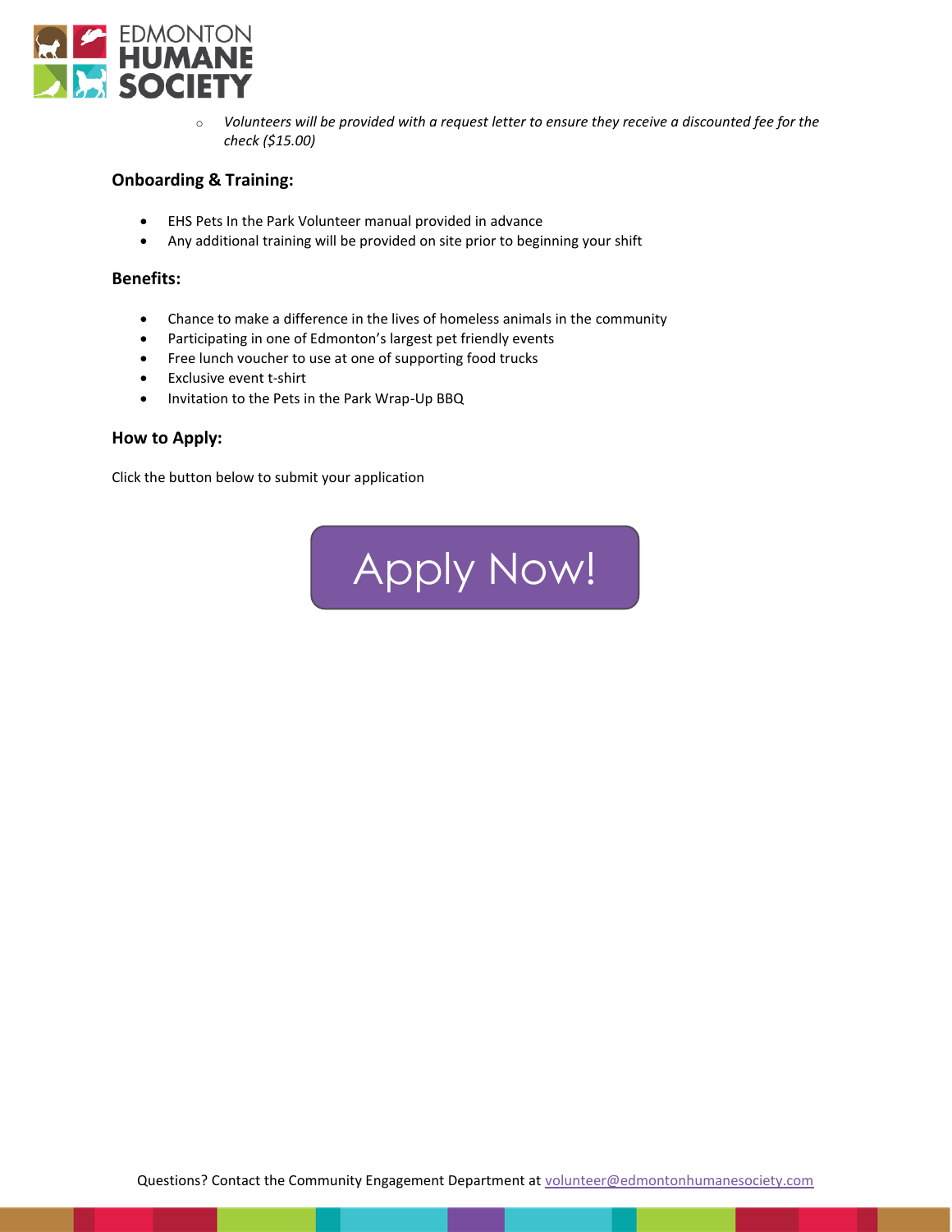- *Volunteers will be provided with a request letter to ensure they receive a discounted fee for the check ($15.00)*

### Onboarding & Training:

- EHS Pets In the Park Volunteer manual provided in advance
- Any additional training will be provided on site prior to beginning your shift

### Benefits:

- Chance to make a difference in the lives of homeless animals in the community
- Participating in one of Edmonton's largest pet friendly events
- Free lunch voucher to use at one of supporting food trucks
- Exclusive event t-shirt
- Invitation to the Pets in the Park Wrap-Up BBQ

### How to Apply:

Click the button below to submit your application

Apply Now!

Questions? Contact the Community Engagement Department at volunteer@edmontonhumanesociety.com